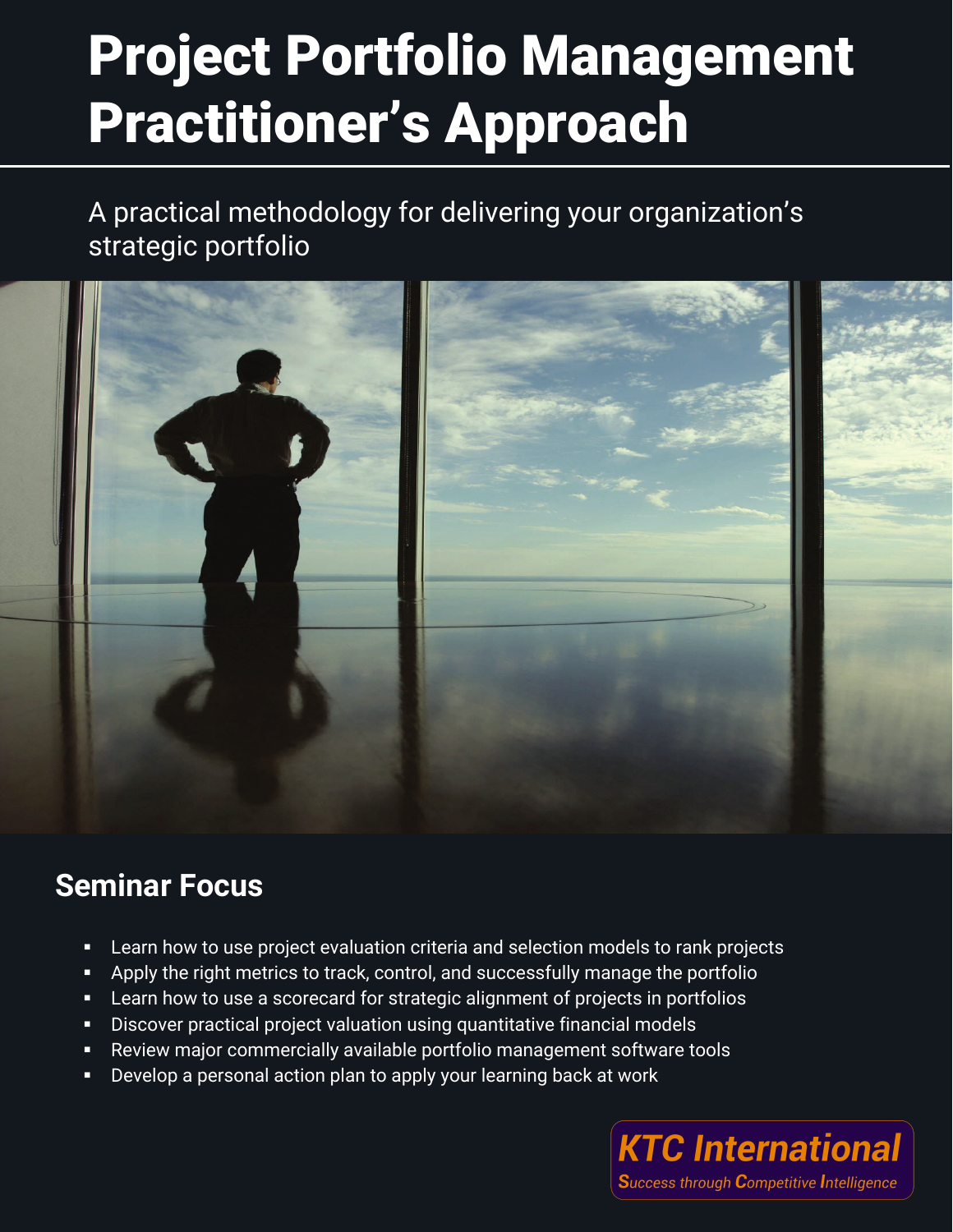# Project Portfolio Management Practitioner's Approach

A practical methodology for delivering your organization's strategic portfolio

## Seminar Focus

- Learn how to use project evaluation criteria and selection models to rank projects
- Apply the right metrics to track, control, and successfully manage the portfolio
- Learn how to use a scorecard for strategic alignment of projects in portfolios
- Discover practical project valuation using quantitative financial models
- Review major commercially available portfolio management software tools
- Develop a personal action plan to apply your learning back at work

**KTC International**

*Success through Competitive Intelligence*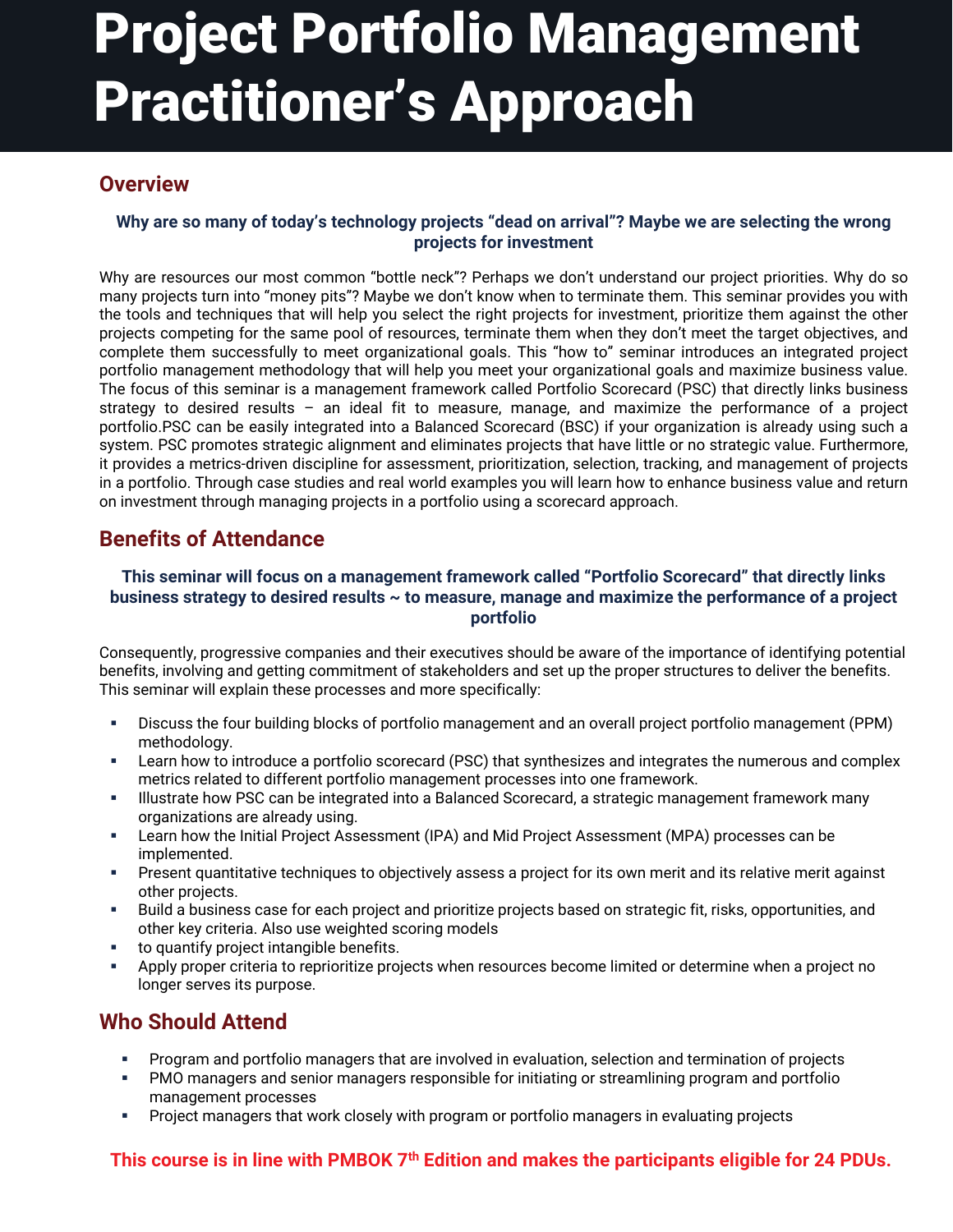# Project Portfolio Management Practitioner's Approach

## Overview

**Why are so many of today's technology projects "dead on arrival"? Maybe we are selecting the wrong projects for investment**

Why are resources our most common "bottle neck"? Perhaps we don't understand our project priorities. Why do so many projects turn into "money pits"? Maybe we don't know when to terminate them. This seminar provides you with the tools and techniques that will help you select the right projects for investment, prioritize them against the other projects competing for the same pool of resources, terminate them when they don't meet the target objectives, and complete them successfully to meet organizational goals. This "how to" seminar introduces an integrated project portfolio management methodology that will help you meet your organizational goals and maximize business value. The focus of this seminar is a management framework called Portfolio Scorecard (PSC) that directly links business strategy to desired results – an ideal fit to measure, manage, and maximize the performance of a project portfolio.PSC can be easily integrated into a Balanced Scorecard (BSC) if your organization is already using such a system. PSC promotes strategic alignment and eliminates projects that have little or no strategic value. Furthermore, it provides a metrics-driven discipline for assessment, prioritization, selection, tracking, and management of projects in a portfolio. Through case studies and real world examples you will learn how to enhance business value and return on investment through managing projects in a portfolio using a scorecard approach.

## Benefits of Attendance

**This seminar will focus on a management framework called "Portfolio Scorecard" that directly links business strategy to desired results ~ to measure, manage and maximize the performance of a project portfolio**

Consequently, progressive companies and their executives should be aware of the importance of identifying potential benefits, involving and getting commitment of stakeholders and set up the proper structures to deliver the benefits. This seminar will explain these processes and more specifically:

- Discuss the four building blocks of portfolio management and an overall project portfolio management (PPM) methodology.
- Learn how to introduce a portfolio scorecard (PSC) that synthesizes and integrates the numerous and complex metrics related to different portfolio management processes into one framework.
- Illustrate how PSC can be integrated into a Balanced Scorecard, a strategic management framework many organizations are already using.
- Learn how the Initial Project Assessment (IPA) and Mid Project Assessment (MPA) processes can be implemented.
- Present quantitative techniques to objectively assess a project for its own merit and its relative merit against other projects.
- Build a business case for each project and prioritize projects based on strategic fit, risks, opportunities, and other key criteria. Also use weighted scoring models
- to quantify project intangible benefits.
- Apply proper criteria to reprioritize projects when resources become limited or determine when a project no longer serves its purpose.

## Who Should Attend

- Program and portfolio managers that are involved in evaluation, selection and termination of projects
- PMO managers and senior managers responsible for initiating or streamlining program and portfolio management processes
- Project managers that work closely with program or portfolio managers in evaluating projects

**This course is in line with PMBOK 7th Edition and makes the participants eligible for 24 PDUs.**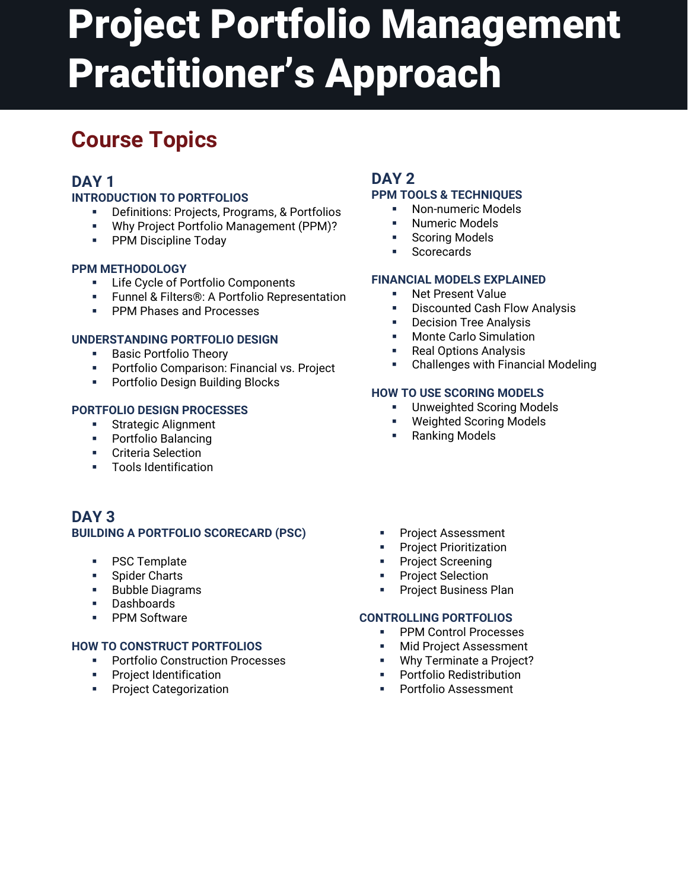# Project Portfolio Management Practitioner's Approach

## Course Topics

### DAY 1

#### INTRODUCTION TO PORTFOLIOS

- Definitions: Projects, Programs, & Portfolios
- Why Project Portfolio Management (PPM)?
- PPM Discipline Today

#### PPM METHODOLOGY

- Life Cycle of Portfolio Components
- Funnel & Filters®: A Portfolio Representation
- PPM Phases and Processes

#### UNDERSTANDING PORTFOLIO DESIGN

- Basic Portfolio Theory
- Portfolio Comparison: Financial vs. Project
- Portfolio Design Building Blocks

#### PORTFOLIO DESIGN PROCESSES

- Strategic Alignment
- Portfolio Balancing
- Criteria Selection
- Tools Identification

### DAY 2

#### PPM TOOLS & TECHNIQUES

- Non-numeric Models
- Numeric Models
- Scoring Models
- Scorecards

#### FINANCIAL MODELS EXPLAINED

- Net Present Value
- Discounted Cash Flow Analysis
- Decision Tree Analysis
- Monte Carlo Simulation
- Real Options Analysis
- Challenges with Financial Modeling

#### HOW TO USE SCORING MODELS

- Unweighted Scoring Models
- Weighted Scoring Models
- Ranking Models

### DAY 3

#### BUILDING A PORTFOLIO SCORECARD (PSC)

- PSC Template
- Spider Charts
- Bubble Diagrams
- Dashboards
- PPM Software

#### HOW TO CONSTRUCT PORTFOLIOS

- Portfolio Construction Processes
- Project Identification
- Project Categorization
- Project Assessment
- Project Prioritization
- Project Screening
- Project Selection
- Project Business Plan

#### CONTROLLING PORTFOLIOS

- PPM Control Processes
- Mid Project Assessment
- Why Terminate a Project?
- Portfolio Redistribution
- Portfolio Assessment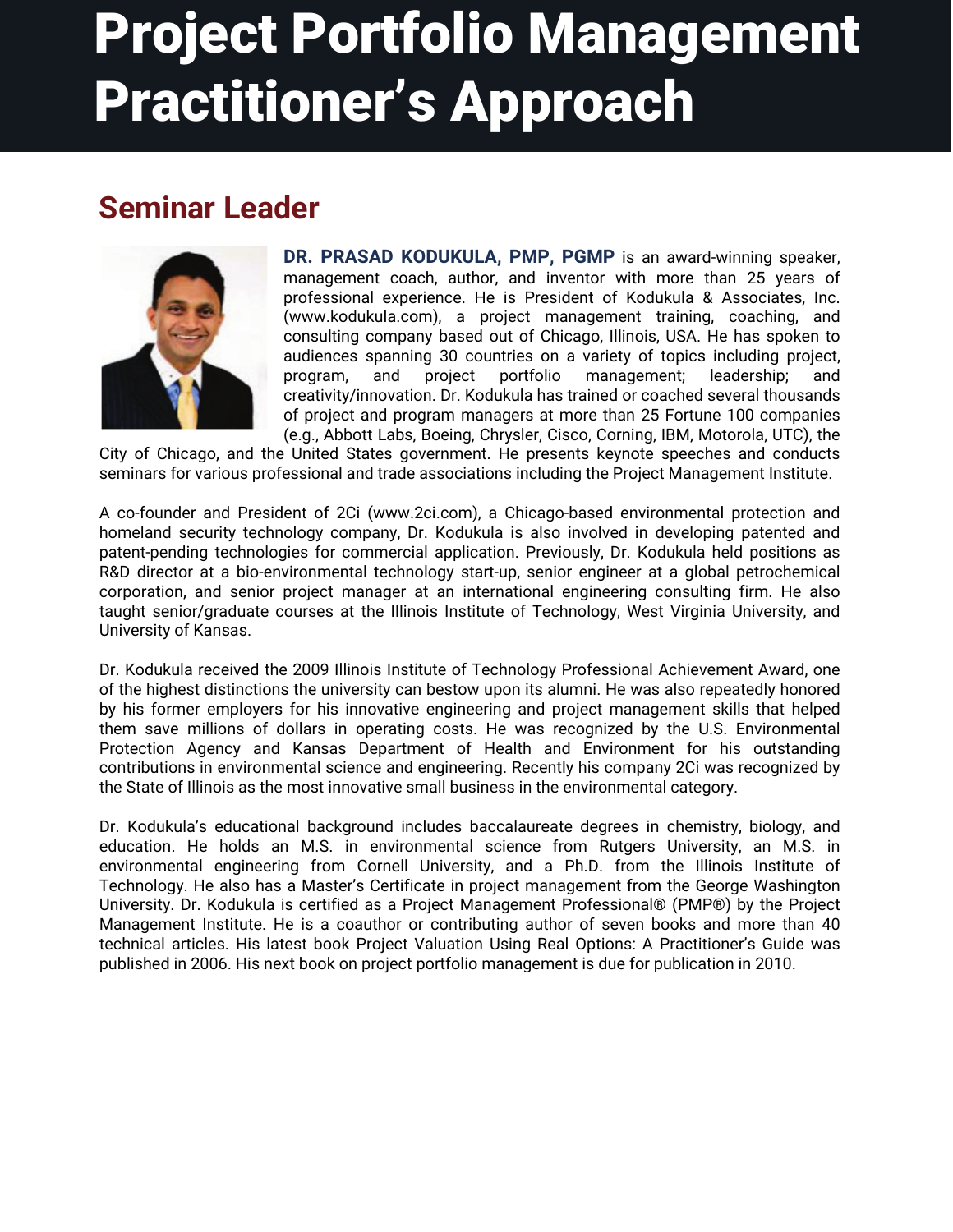# Project Portfolio Management Practitioner's Approach

## Seminar Leader

**DR. PRASAD KODUKULA, PMP, PGMP** is an award-winning speaker, management coach, author, and inventor with more than 25 years of professional experience. He is President of Kodukula & Associates, Inc. (www.kodukula.com), a project management training, coaching, and consulting company based out of Chicago, Illinois, USA. He has spoken to audiences spanning 30 countries on a variety of topics including project, program, and project portfolio management; leadership; and creativity/innovation. Dr. Kodukula has trained or coached several thousands of project and program managers at more than 25 Fortune 100 companies (e.g., Abbott Labs, Boeing, Chrysler, Cisco, Corning, IBM, Motorola, UTC), the City of Chicago, and the United States government. He presents keynote speeches and conducts seminars for various professional and trade associations including the Project Management Institute.

A co-founder and President of 2Ci (www.2ci.com), a Chicago-based environmental protection and homeland security technology company, Dr. Kodukula is also involved in developing patented and patent-pending technologies for commercial application. Previously, Dr. Kodukula held positions as R&D director at a bio-environmental technology start-up, senior engineer at a global petrochemical corporation, and senior project manager at an international engineering consulting firm. He also taught senior/graduate courses at the Illinois Institute of Technology, West Virginia University, and University of Kansas.

Dr. Kodukula received the 2009 Illinois Institute of Technology Professional Achievement Award, one of the highest distinctions the university can bestow upon its alumni. He was also repeatedly honored by his former employers for his innovative engineering and project management skills that helped them save millions of dollars in operating costs. He was recognized by the U.S. Environmental Protection Agency and Kansas Department of Health and Environment for his outstanding contributions in environmental science and engineering. Recently his company 2Ci was recognized by the State of Illinois as the most innovative small business in the environmental category.

Dr. Kodukula's educational background includes baccalaureate degrees in chemistry, biology, and education. He holds an M.S. in environmental science from Rutgers University, an M.S. in environmental engineering from Cornell University, and a Ph.D. from the Illinois Institute of Technology. He also has a Master's Certificate in project management from the George Washington University. Dr. Kodukula is certified as a Project Management Professional® (PMP®) by the Project Management Institute. He is a coauthor or contributing author of seven books and more than 40 technical articles. His latest book Project Valuation Using Real Options: A Practitioner's Guide was published in 2006. His next book on project portfolio management is due for publication in 2010.